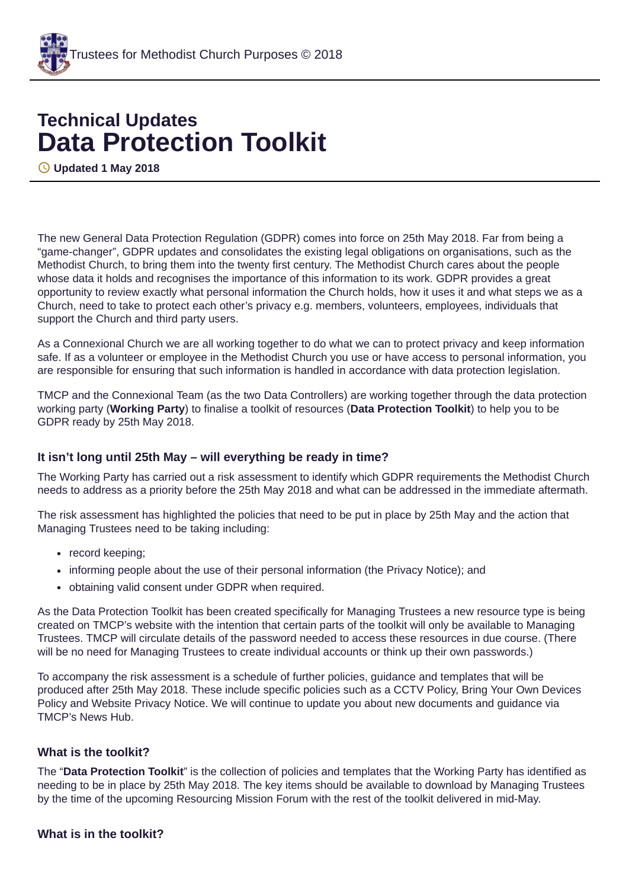# Technical Updates
# Data Protection Toolkit

**Updated 1 May 2018**

The new General Data Protection Regulation (GDPR) comes into force on 25th May 2018. Far from being a "game-changer", GDPR updates and consolidates the existing legal obligations on organisations, such as the Methodist Church, to bring them into the twenty first century. The Methodist Church cares about the people whose data it holds and recognises the importance of this information to its work. GDPR provides a great opportunity to review exactly what personal information the Church holds, how it uses it and what steps we as a Church, need to take to protect each other's privacy e.g. members, volunteers, employees, individuals that support the Church and third party users.

As a Connexional Church we are all working together to do what we can to protect privacy and keep information safe. If as a volunteer or employee in the Methodist Church you use or have access to personal information, you are responsible for ensuring that such information is handled in accordance with data protection legislation.

TMCP and the Connexional Team (as the two Data Controllers) are working together through the data protection working party (**Working Party**) to finalise a toolkit of resources (**Data Protection Toolkit**) to help you to be GDPR ready by 25th May 2018.

### It isn't long until 25th May – will everything be ready in time?

The Working Party has carried out a risk assessment to identify which GDPR requirements the Methodist Church needs to address as a priority before the 25th May 2018 and what can be addressed in the immediate aftermath.

The risk assessment has highlighted the policies that need to be put in place by 25th May and the action that Managing Trustees need to be taking including:

- record keeping;
- informing people about the use of their personal information (the Privacy Notice); and
- obtaining valid consent under GDPR when required.

As the Data Protection Toolkit has been created specifically for Managing Trustees a new resource type is being created on TMCP's website with the intention that certain parts of the toolkit will only be available to Managing Trustees. TMCP will circulate details of the password needed to access these resources in due course. (There will be no need for Managing Trustees to create individual accounts or think up their own passwords.)

To accompany the risk assessment is a schedule of further policies, guidance and templates that will be produced after 25th May 2018. These include specific policies such as a CCTV Policy, Bring Your Own Devices Policy and Website Privacy Notice. We will continue to update you about new documents and guidance via TMCP's News Hub.

### What is the toolkit?

The "**Data Protection Toolkit**" is the collection of policies and templates that the Working Party has identified as needing to be in place by 25th May 2018. The key items should be available to download by Managing Trustees by the time of the upcoming Resourcing Mission Forum with the rest of the toolkit delivered in mid-May.

### What is in the toolkit?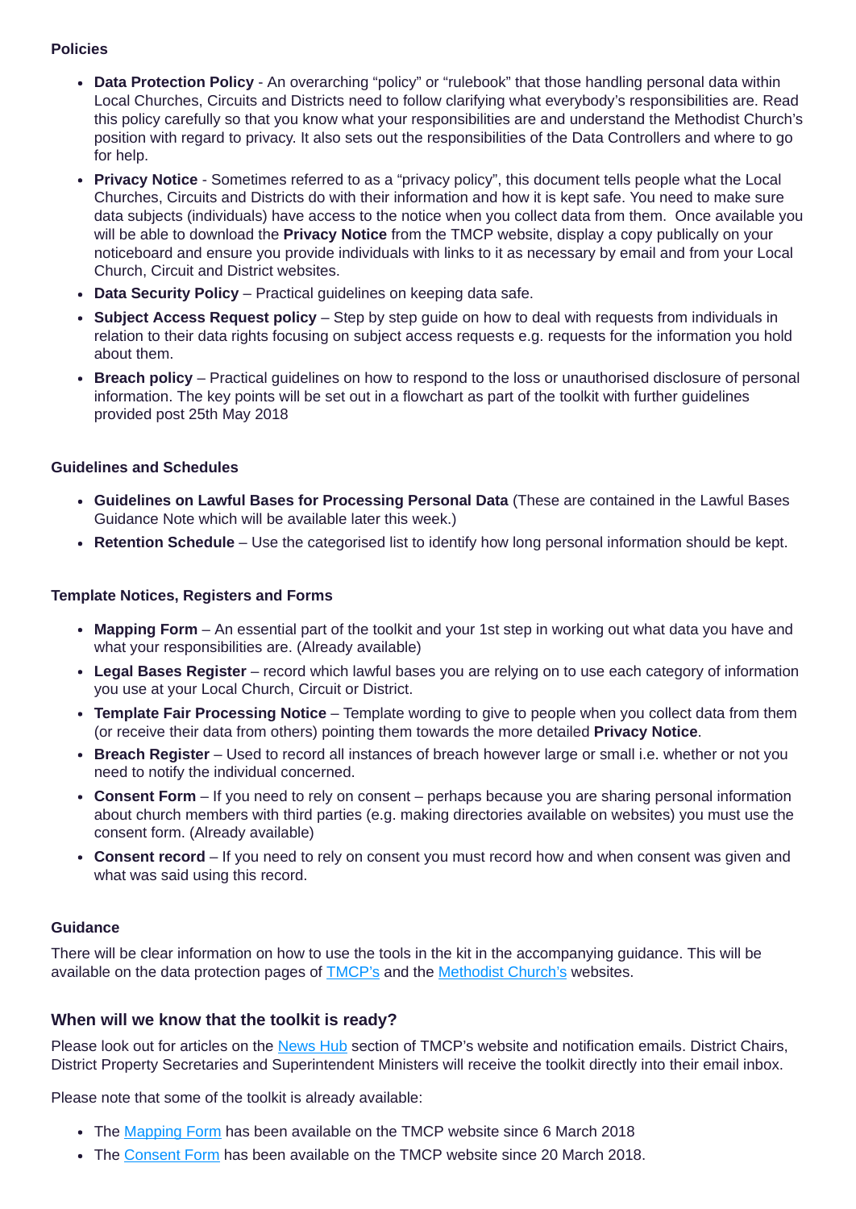**Policies**

- **Data Protection Policy** - An overarching "policy" or "rulebook" that those handling personal data within Local Churches, Circuits and Districts need to follow clarifying what everybody's responsibilities are. Read this policy carefully so that you know what your responsibilities are and understand the Methodist Church's position with regard to privacy. It also sets out the responsibilities of the Data Controllers and where to go for help.
- **Privacy Notice** - Sometimes referred to as a "privacy policy", this document tells people what the Local Churches, Circuits and Districts do with their information and how it is kept safe. You need to make sure data subjects (individuals) have access to the notice when you collect data from them. Once available you will be able to download the **Privacy Notice** from the TMCP website, display a copy publically on your noticeboard and ensure you provide individuals with links to it as necessary by email and from your Local Church, Circuit and District websites.
- **Data Security Policy** – Practical guidelines on keeping data safe.
- **Subject Access Request policy** – Step by step guide on how to deal with requests from individuals in relation to their data rights focusing on subject access requests e.g. requests for the information you hold about them.
- **Breach policy** – Practical guidelines on how to respond to the loss or unauthorised disclosure of personal information. The key points will be set out in a flowchart as part of the toolkit with further guidelines provided post 25th May 2018

**Guidelines and Schedules**

- **Guidelines on Lawful Bases for Processing Personal Data** (These are contained in the Lawful Bases Guidance Note which will be available later this week.)
- **Retention Schedule** – Use the categorised list to identify how long personal information should be kept.

**Template Notices, Registers and Forms**

- **Mapping Form** – An essential part of the toolkit and your 1st step in working out what data you have and what your responsibilities are. (Already available)
- **Legal Bases Register** – record which lawful bases you are relying on to use each category of information you use at your Local Church, Circuit or District.
- **Template Fair Processing Notice** – Template wording to give to people when you collect data from them (or receive their data from others) pointing them towards the more detailed **Privacy Notice**.
- **Breach Register** – Used to record all instances of breach however large or small i.e. whether or not you need to notify the individual concerned.
- **Consent Form** – If you need to rely on consent – perhaps because you are sharing personal information about church members with third parties (e.g. making directories available on websites) you must use the consent form. (Already available)
- **Consent record** – If you need to rely on consent you must record how and when consent was given and what was said using this record.

**Guidance**

There will be clear information on how to use the tools in the kit in the accompanying guidance. This will be available on the data protection pages of TMCP's and the Methodist Church's websites.

### When will we know that the toolkit is ready?

Please look out for articles on the News Hub section of TMCP's website and notification emails. District Chairs, District Property Secretaries and Superintendent Ministers will receive the toolkit directly into their email inbox.

Please note that some of the toolkit is already available:

- The Mapping Form has been available on the TMCP website since 6 March 2018
- The Consent Form has been available on the TMCP website since 20 March 2018.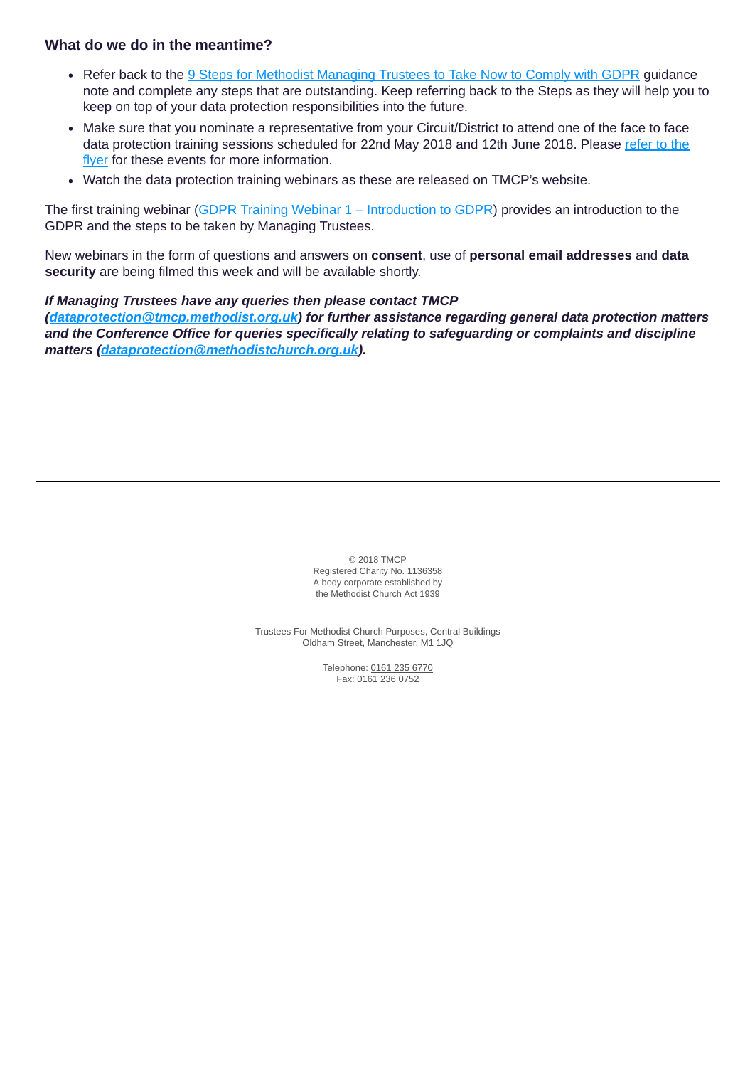### What do we do in the meantime?

- Refer back to the 9 Steps for Methodist Managing Trustees to Take Now to Comply with GDPR guidance note and complete any steps that are outstanding. Keep referring back to the Steps as they will help you to keep on top of your data protection responsibilities into the future.
- Make sure that you nominate a representative from your Circuit/District to attend one of the face to face data protection training sessions scheduled for 22nd May 2018 and 12th June 2018. Please refer to the flyer for these events for more information.
- Watch the data protection training webinars as these are released on TMCP's website.

The first training webinar (GDPR Training Webinar 1 – Introduction to GDPR) provides an introduction to the GDPR and the steps to be taken by Managing Trustees.

New webinars in the form of questions and answers on **consent**, use of **personal email addresses** and **data security** are being filmed this week and will be available shortly.

***If Managing Trustees have any queries then please contact TMCP (dataprotection@tmcp.methodist.org.uk) for further assistance regarding general data protection matters and the Conference Office for queries specifically relating to safeguarding or complaints and discipline matters (dataprotection@methodistchurch.org.uk).***

---

© 2018 TMCP
Registered Charity No. 1136358
A body corporate established by
the Methodist Church Act 1939

Trustees For Methodist Church Purposes, Central Buildings
Oldham Street, Manchester, M1 1JQ

Telephone: 0161 235 6770
Fax: 0161 236 0752